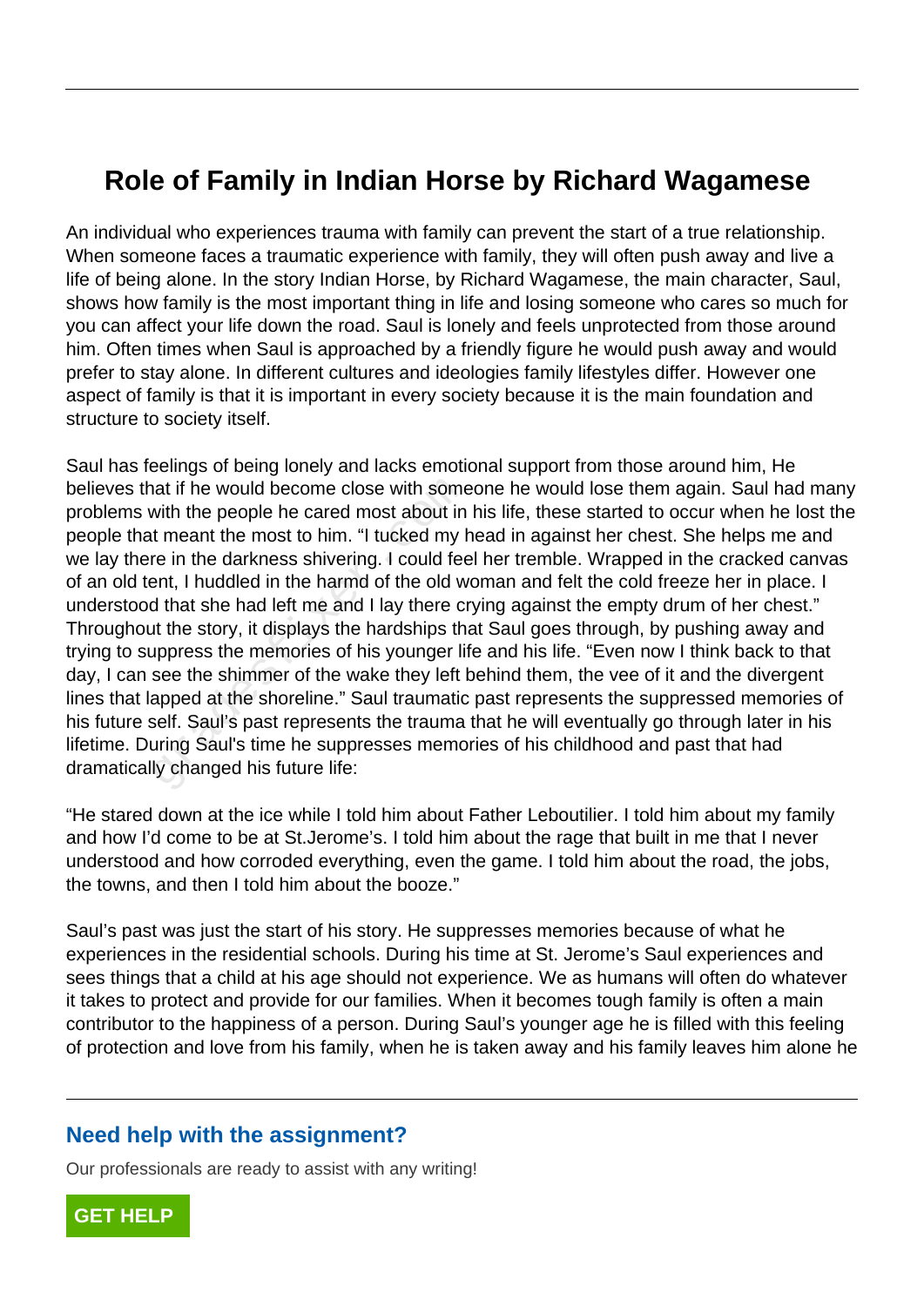# Role of Family in Indian Horse by Richard Wagamese

An individual who experiences trauma with family can prevent the start of a true relationship. When someone faces a traumatic experience with family, they will often push away and live a life of being alone. In the story Indian Horse, by Richard Wagamese, the main character, Saul, shows how family is the most important thing in life and losing someone who cares so much for you can affect your life down the road. Saul is lonely and feels unprotected from those around him. Often times when Saul is approached by a friendly figure he would push away and would prefer to stay alone. In different cultures and ideologies family lifestyles differ. However one aspect of family is that it is important in every society because it is the main foundation and structure to society itself.

Saul has feelings of being lonely and lacks emotional support from those around him, He believes that if he would become close with someone he would lose them again. Saul had many problems with the people he cared most about in his life, these started to occur when he lost the people that meant the most to him. “I tucked my head in against her chest. She helps me and we lay there in the darkness shivering. I could feel her tremble. Wrapped in the cracked canvas of an old tent, I huddled in the harmd of the old woman and felt the cold freeze her in place. I understood that she had left me and I lay there crying against the empty drum of her chest.” Throughout the story, it displays the hardships that Saul goes through, by pushing away and trying to suppress the memories of his younger life and his life. “Even now I think back to that day, I can see the shimmer of the wake they left behind them, the vee of it and the divergent lines that lapped at the shoreline.” Saul traumatic past represents the suppressed memories of his future self. Saul’s past represents the trauma that he will eventually go through later in his lifetime. During Saul's time he suppresses memories of his childhood and past that had dramatically changed his future life:

“He stared down at the ice while I told him about Father Leboutilier. I told him about my family and how I’d come to be at St.Jerome’s. I told him about the rage that built in me that I never understood and how corroded everything, even the game. I told him about the road, the jobs, the towns, and then I told him about the booze.”

Saul’s past was just the start of his story. He suppresses memories because of what he experiences in the residential schools. During his time at St. Jerome’s Saul experiences and sees things that a child at his age should not experience. We as humans will often do whatever it takes to protect and provide for our families. When it becomes tough family is often a main contributor to the happiness of a person. During Saul’s younger age he is filled with this feeling of protection and love from his family, when he is taken away and his family leaves him alone he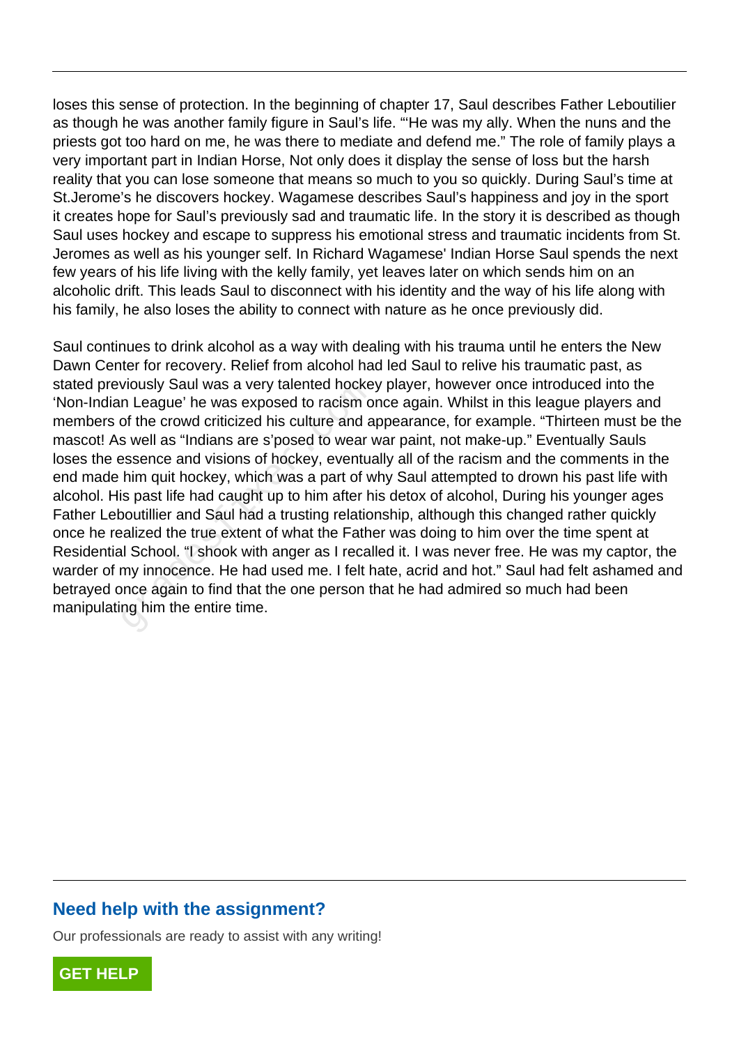loses this sense of protection. In the beginning of chapter 17, Saul describes Father Leboutilier as though he was another family figure in Saul's life. "'He was my ally. When the nuns and the priests got too hard on me, he was there to mediate and defend me." The role of family plays a very important part in Indian Horse, Not only does it display the sense of loss but the harsh reality that you can lose someone that means so much to you so quickly. During Saul's time at St.Jerome's he discovers hockey. Wagamese describes Saul's happiness and joy in the sport it creates hope for Saul's previously sad and traumatic life. In the story it is described as though Saul uses hockey and escape to suppress his emotional stress and traumatic incidents from St. Jeromes as well as his younger self. In Richard Wagamese' Indian Horse Saul spends the next few years of his life living with the kelly family, yet leaves later on which sends him on an alcoholic drift. This leads Saul to disconnect with his identity and the way of his life along with his family, he also loses the ability to connect with nature as he once previously did.

Saul continues to drink alcohol as a way with dealing with his trauma until he enters the New Dawn Center for recovery. Relief from alcohol had led Saul to relive his traumatic past, as stated previously Saul was a very talented hockey player, however once introduced into the 'Non-Indian League' he was exposed to racism once again. Whilst in this league players and members of the crowd criticized his culture and appearance, for example. "Thirteen must be the mascot! As well as "Indians are s'posed to wear war paint, not make-up." Eventually Sauls loses the essence and visions of hockey, eventually all of the racism and the comments in the end made him quit hockey, which was a part of why Saul attempted to drown his past life with alcohol. His past life had caught up to him after his detox of alcohol, During his younger ages Father Leboutillier and Saul had a trusting relationship, although this changed rather quickly once he realized the true extent of what the Father was doing to him over the time spent at Residential School. "I shook with anger as I recalled it. I was never free. He was my captor, the warder of my innocence. He had used me. I felt hate, acrid and hot." Saul had felt ashamed and betrayed once again to find that the one person that he had admired so much had been manipulating him the entire time.